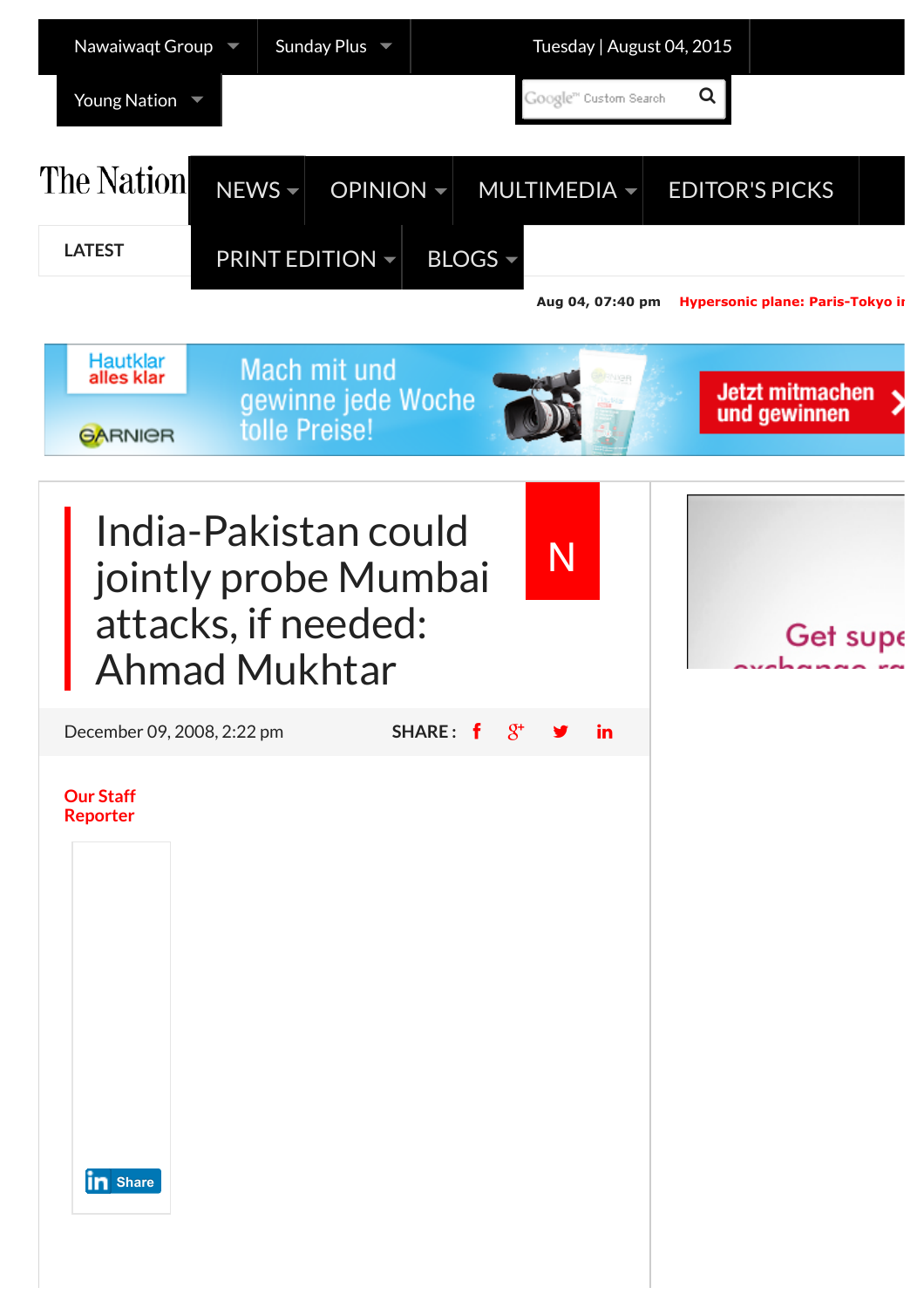Nawaiwaqt Group | Sunday Plus | Tuesday | August 04, 2015

Young Nation

The Nation

NEWS | OPINION | MULTIMEDIA | EDITOR'S PICKS

LATEST | PRINT EDITION | BLOGS

Aug 04, 07:40 pm **Hypersonic plane: Paris-Tokyo i**

# India-Pakistan could jointly probe Mumbai attacks, if needed: Ahmad Mukhtar

December 09, 2008, 2:22 pm

SHARE :

Our Staff Reporter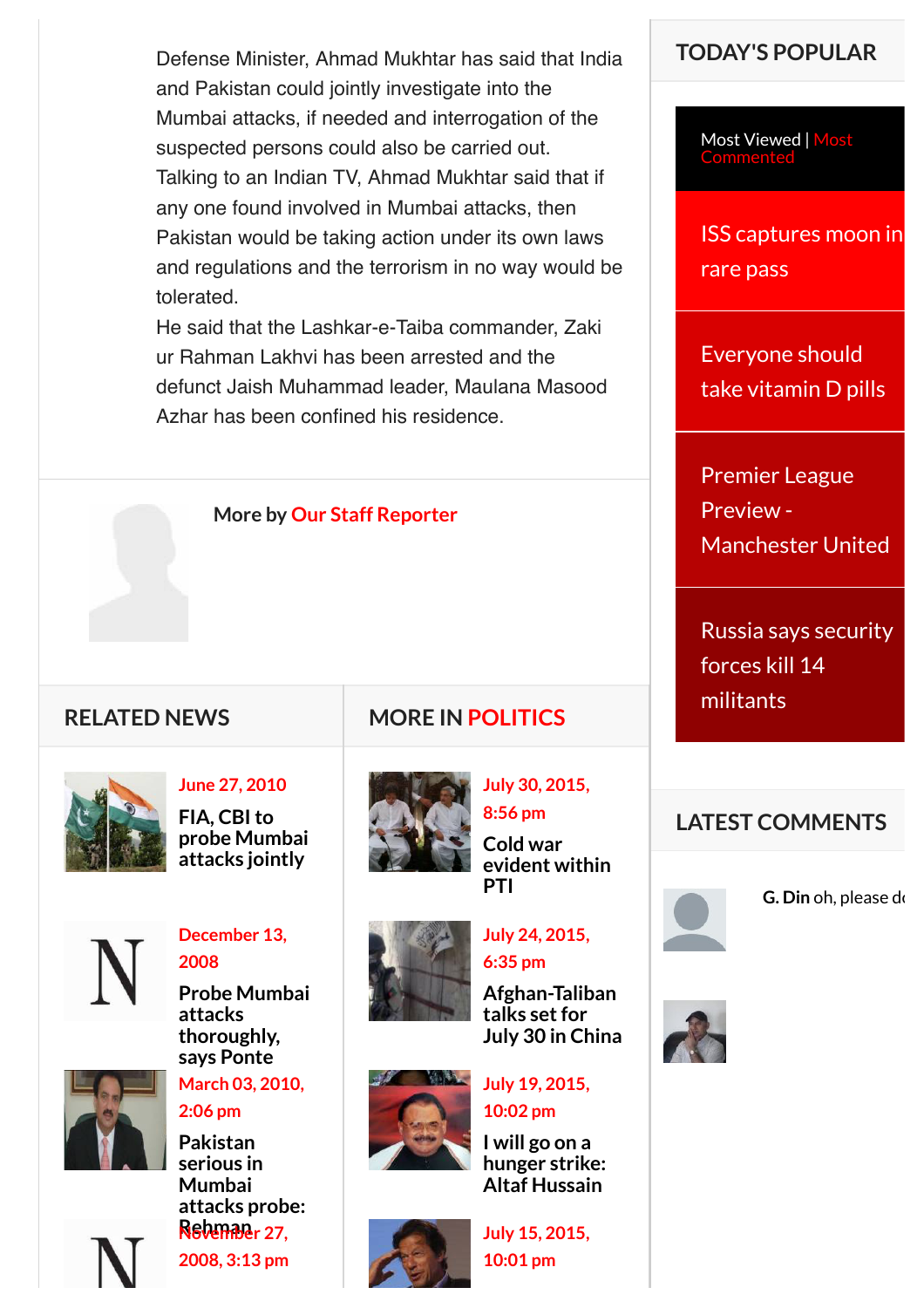Defense Minister, Ahmad Mukhtar has said that India and Pakistan could jointly investigate into the Mumbai attacks, if needed and interrogation of the suspected persons could also be carried out. Talking to an Indian TV, Ahmad Mukhtar said that if any one found involved in Mumbai attacks, then Pakistan would be taking action under its own laws and regulations and the terrorism in no way would be tolerated.

He said that the Lashkar-e-Taiba commander, Zaki ur Rahman Lakhvi has been arrested and the defunct Jaish Muhammad leader, Maulana Masood Azhar has been confined his residence.

More by Our Staff Reporter

## RELATED NEWS

June 27, 2010

**FIA, CBI to probe Mumbai attacks jointly**

December 13, 2008

**Probe Mumbai attacks thoroughly, says Ponte**

March 03, 2010, 2:06 pm

**Pakistan serious in Mumbai attacks probe: Rehman**

November 27, 2008, 3:13 pm

## MORE IN POLITICS

July 30, 2015, 8:56 pm

**Cold war evident within PTI**

July 24, 2015, 6:35 pm

**Afghan-Taliban talks set for July 30 in China**

July 19, 2015, 10:02 pm

**I will go on a hunger strike: Altaf Hussain**

July 15, 2015, 10:01 pm

## TODAY'S POPULAR

Most Viewed | Most Commented

- ISS captures moon in rare pass
- Everyone should take vitamin D pills
- Premier League Preview - Manchester United
- Russia says security forces kill 14 militants

## LATEST COMMENTS

**G. Din** oh, please d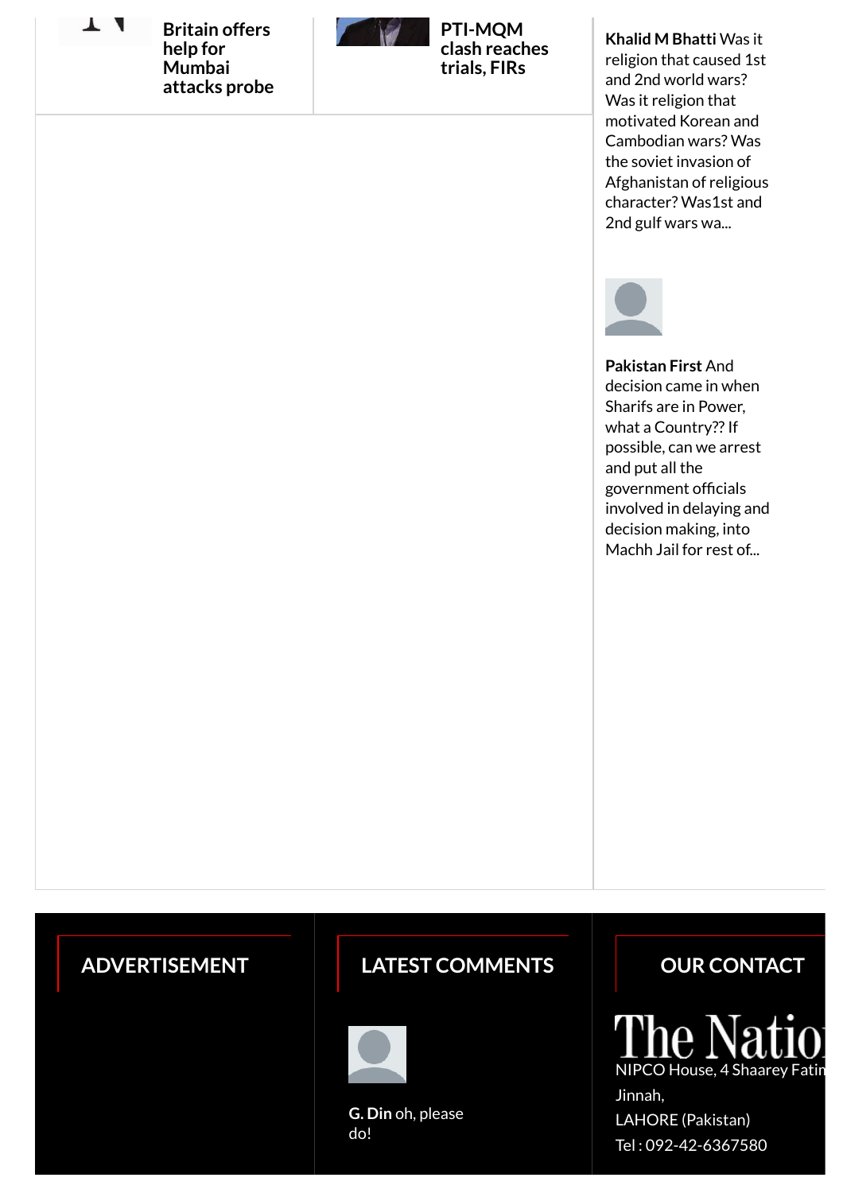**Britain offers help for Mumbai attacks probe**

**PTI-MQM clash reaches trials, FIRs**

**Khalid M Bhatti** Was it religion that caused 1st and 2nd world wars? Was it religion that motivated Korean and Cambodian wars? Was the soviet invasion of Afghanistan of religious character? Was1st and 2nd gulf wars wa...

**Pakistan First** And decision came in when Sharifs are in Power, what a Country?? If possible, can we arrest and put all the government officials involved in delaying and decision making, into Machh Jail for rest of...

## ADVERTISEMENT

## LATEST COMMENTS

**G. Din** oh, please do!

## OUR CONTACT

The Natio

NIPCO House, 4 Shaarey Fatim
Jinnah,
LAHORE (Pakistan)
Tel : 092-42-6367580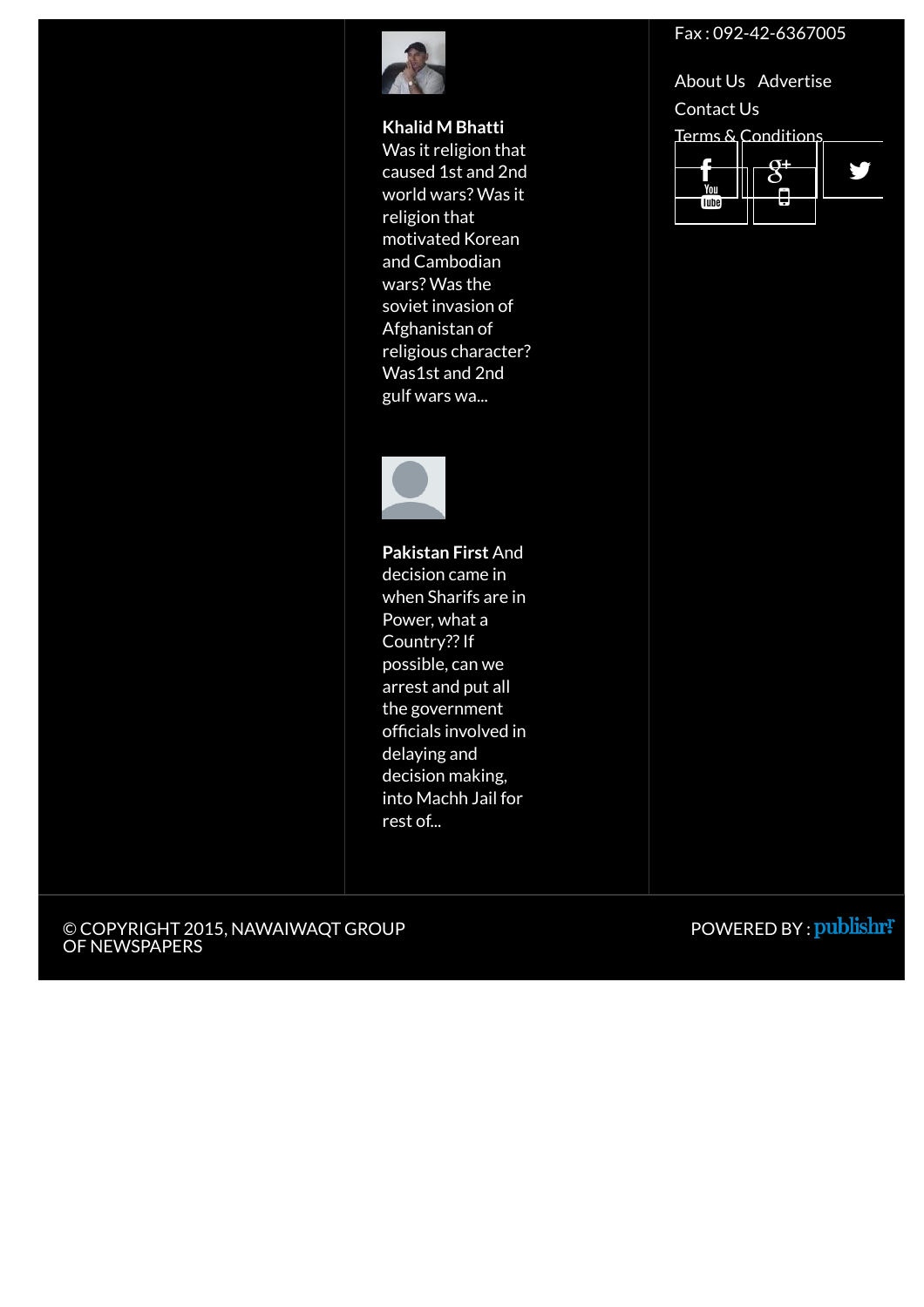**Khalid M Bhatti** Was it religion that caused 1st and 2nd world wars? Was it religion that motivated Korean and Cambodian wars? Was the soviet invasion of Afghanistan of religious character? Was1st and 2nd gulf wars wa...

**Pakistan First** And decision came in when Sharifs are in Power, what a Country?? If possible, can we arrest and put all the government officials involved in delaying and decision making, into Machh Jail for rest of...

Fax : 092-42-6367005

About Us Advertise
Contact Us
Terms & Conditions

© COPYRIGHT 2015, NAWAIWAQT GROUP OF NEWSPAPERS

POWERED BY : publishr